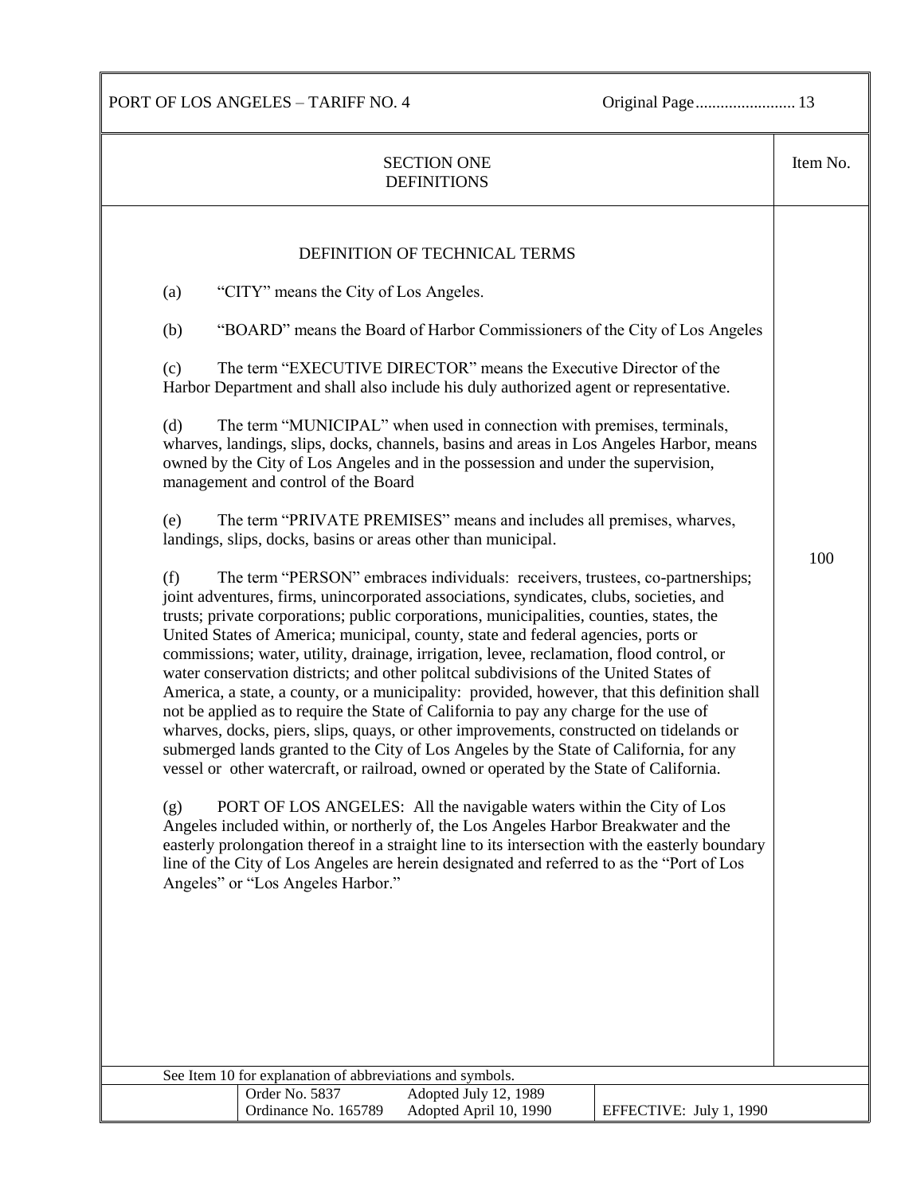## SECTION ONE
## DEFINITIONS

Item No. 100

### DEFINITION OF TECHNICAL TERMS

(a) "CITY" means the City of Los Angeles.

(b) "BOARD" means the Board of Harbor Commissioners of the City of Los Angeles

(c) The term "EXECUTIVE DIRECTOR" means the Executive Director of the Harbor Department and shall also include his duly authorized agent or representative.

(d) The term "MUNICIPAL" when used in connection with premises, terminals, wharves, landings, slips, docks, channels, basins and areas in Los Angeles Harbor, means owned by the City of Los Angeles and in the possession and under the supervision, management and control of the Board

(e) The term "PRIVATE PREMISES" means and includes all premises, wharves, landings, slips, docks, basins or areas other than municipal.

(f) The term "PERSON" embraces individuals: receivers, trustees, co-partnerships; joint adventures, firms, unincorporated associations, syndicates, clubs, societies, and trusts; private corporations; public corporations, municipalities, counties, states, the United States of America; municipal, county, state and federal agencies, ports or commissions; water, utility, drainage, irrigation, levee, reclamation, flood control, or water conservation districts; and other politcal subdivisions of the United States of America, a state, a county, or a municipality: provided, however, that this definition shall not be applied as to require the State of California to pay any charge for the use of wharves, docks, piers, slips, quays, or other improvements, constructed on tidelands or submerged lands granted to the City of Los Angeles by the State of California, for any vessel or other watercraft, or railroad, owned or operated by the State of California.

(g) PORT OF LOS ANGELES: All the navigable waters within the City of Los Angeles included within, or northerly of, the Los Angeles Harbor Breakwater and the easterly prolongation thereof in a straight line to its intersection with the easterly boundary line of the City of Los Angeles are herein designated and referred to as the "Port of Los Angeles" or "Los Angeles Harbor."

See Item 10 for explanation of abbreviations and symbols.

| Order No. 5837 | Adopted July 12, 1989 | |
|---|---|---|
| Ordinance No. 165789 | Adopted April 10, 1990 | EFFECTIVE: July 1, 1990 |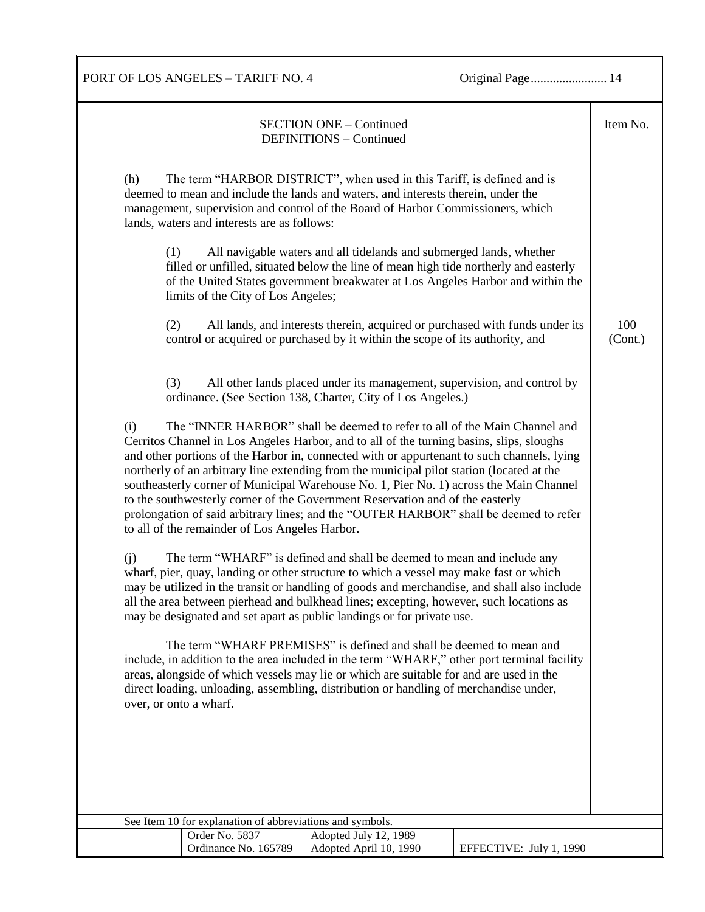## SECTION ONE – Continued
## DEFINITIONS – Continued

Item No. 100 (Cont.)

(h) The term "HARBOR DISTRICT", when used in this Tariff, is defined and is deemed to mean and include the lands and waters, and interests therein, under the management, supervision and control of the Board of Harbor Commissioners, which lands, waters and interests are as follows:

> (1) All navigable waters and all tidelands and submerged lands, whether filled or unfilled, situated below the line of mean high tide northerly and easterly of the United States government breakwater at Los Angeles Harbor and within the limits of the City of Los Angeles;
>
> (2) All lands, and interests therein, acquired or purchased with funds under its control or acquired or purchased by it within the scope of its authority, and
>
> (3) All other lands placed under its management, supervision, and control by ordinance. (See Section 138, Charter, City of Los Angeles.)

(i) The "INNER HARBOR" shall be deemed to refer to all of the Main Channel and Cerritos Channel in Los Angeles Harbor, and to all of the turning basins, slips, sloughs and other portions of the Harbor in, connected with or appurtenant to such channels, lying northerly of an arbitrary line extending from the municipal pilot station (located at the southeasterly corner of Municipal Warehouse No. 1, Pier No. 1) across the Main Channel to the southwesterly corner of the Government Reservation and of the easterly prolongation of said arbitrary lines; and the "OUTER HARBOR" shall be deemed to refer to all of the remainder of Los Angeles Harbor.

(j) The term "WHARF" is defined and shall be deemed to mean and include any wharf, pier, quay, landing or other structure to which a vessel may make fast or which may be utilized in the transit or handling of goods and merchandise, and shall also include all the area between pierhead and bulkhead lines; excepting, however, such locations as may be designated and set apart as public landings or for private use.

The term "WHARF PREMISES" is defined and shall be deemed to mean and include, in addition to the area included in the term "WHARF," other port terminal facility areas, alongside of which vessels may lie or which are suitable for and are used in the direct loading, unloading, assembling, distribution or handling of merchandise under, over, or onto a wharf.

See Item 10 for explanation of abbreviations and symbols.

| Order No. 5837 | Adopted July 12, 1989 | |
|---|---|---|
| Ordinance No. 165789 | Adopted April 10, 1990 | EFFECTIVE: July 1, 1990 |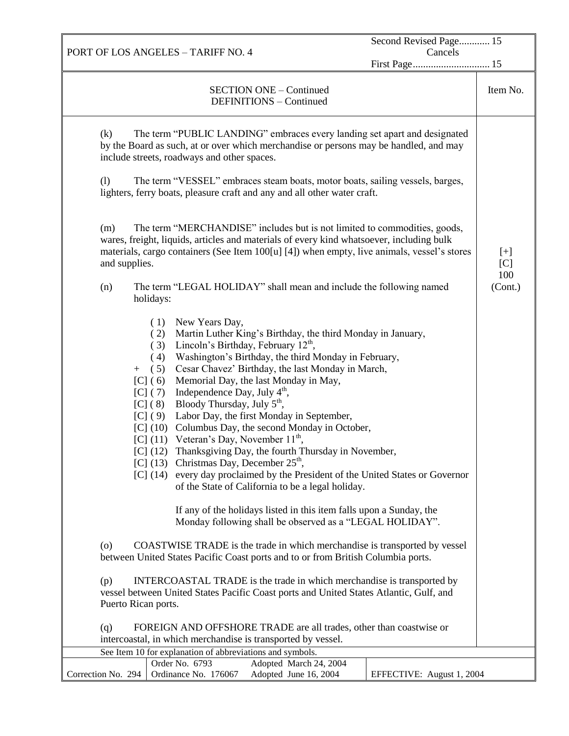PORT OF LOS ANGELES – TARIFF NO. 4

Second Revised Page............ 15
Cancels
First Page............................. 15

## SECTION ONE – Continued
## DEFINITIONS – Continued

Item No. [+] [C] 100 (Cont.)

(k) The term "PUBLIC LANDING" embraces every landing set apart and designated by the Board as such, at or over which merchandise or persons may be handled, and may include streets, roadways and other spaces.

(l) The term "VESSEL" embraces steam boats, motor boats, sailing vessels, barges, lighters, ferry boats, pleasure craft and any and all other water craft.

(m) The term "MERCHANDISE" includes but is not limited to commodities, goods, wares, freight, liquids, articles and materials of every kind whatsoever, including bulk materials, cargo containers (See Item 100[u] [4]) when empty, live animals, vessel's stores and supplies.

(n) The term "LEGAL HOLIDAY" shall mean and include the following named holidays:

- ( 1) New Years Day,
- ( 2) Martin Luther King's Birthday, the third Monday in January,
- ( 3) Lincoln's Birthday, February 12th,
- ( 4) Washington's Birthday, the third Monday in February,
- + ( 5) Cesar Chavez' Birthday, the last Monday in March,
- [C] ( 6) Memorial Day, the last Monday in May,
- [C] ( 7) Independence Day, July 4th,
- [C] ( 8) Bloody Thursday, July 5th,
- [C] ( 9) Labor Day, the first Monday in September,
- [C] (10) Columbus Day, the second Monday in October,
- [C] (11) Veteran's Day, November 11th,
- [C] (12) Thanksgiving Day, the fourth Thursday in November,
- [C] (13) Christmas Day, December 25th,
- [C] (14) every day proclaimed by the President of the United States or Governor of the State of California to be a legal holiday.

If any of the holidays listed in this item falls upon a Sunday, the Monday following shall be observed as a "LEGAL HOLIDAY".

(o) COASTWISE TRADE is the trade in which merchandise is transported by vessel between United States Pacific Coast ports and to or from British Columbia ports.

(p) INTERCOASTAL TRADE is the trade in which merchandise is transported by vessel between United States Pacific Coast ports and United States Atlantic, Gulf, and Puerto Rican ports.

(q) FOREIGN AND OFFSHORE TRADE are all trades, other than coastwise or intercoastal, in which merchandise is transported by vessel.

See Item 10 for explanation of abbreviations and symbols.

| Correction No. 294 | Order No. 6793 / Ordinance No. 176067 | Adopted March 24, 2004 / Adopted June 16, 2004 | EFFECTIVE: August 1, 2004 |
|---|---|---|---|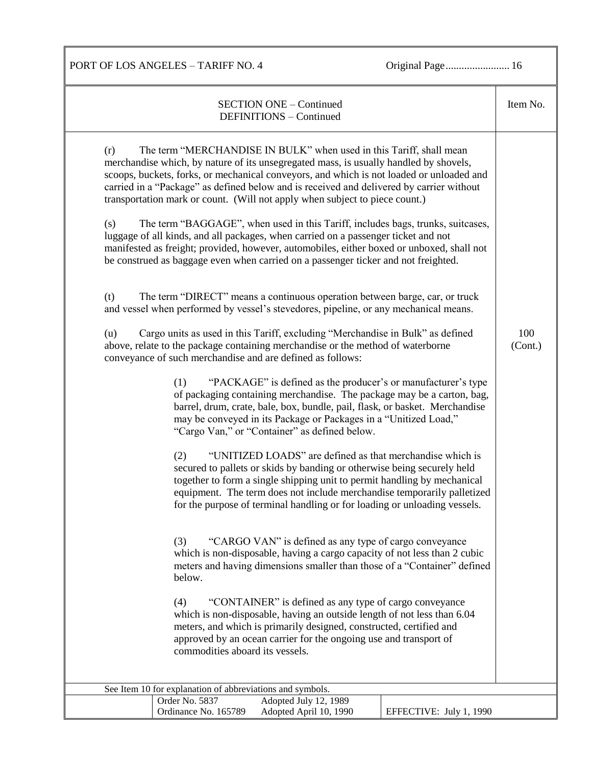SECTION ONE – Continued
DEFINITIONS – Continued

Item No. 100 (Cont.)

(r) The term "MERCHANDISE IN BULK" when used in this Tariff, shall mean merchandise which, by nature of its unsegregated mass, is usually handled by shovels, scoops, buckets, forks, or mechanical conveyors, and which is not loaded or unloaded and carried in a "Package" as defined below and is received and delivered by carrier without transportation mark or count. (Will not apply when subject to piece count.)

(s) The term "BAGGAGE", when used in this Tariff, includes bags, trunks, suitcases, luggage of all kinds, and all packages, when carried on a passenger ticket and not manifested as freight; provided, however, automobiles, either boxed or unboxed, shall not be construed as baggage even when carried on a passenger ticker and not freighted.

(t) The term "DIRECT" means a continuous operation between barge, car, or truck and vessel when performed by vessel's stevedores, pipeline, or any mechanical means.

(u) Cargo units as used in this Tariff, excluding "Merchandise in Bulk" as defined above, relate to the package containing merchandise or the method of waterborne conveyance of such merchandise and are defined as follows:

> (1) "PACKAGE" is defined as the producer's or manufacturer's type of packaging containing merchandise. The package may be a carton, bag, barrel, drum, crate, bale, box, bundle, pail, flask, or basket. Merchandise may be conveyed in its Package or Packages in a "Unitized Load," "Cargo Van," or "Container" as defined below.
>
> (2) "UNITIZED LOADS" are defined as that merchandise which is secured to pallets or skids by banding or otherwise being securely held together to form a single shipping unit to permit handling by mechanical equipment. The term does not include merchandise temporarily palletized for the purpose of terminal handling or for loading or unloading vessels.
>
> (3) "CARGO VAN" is defined as any type of cargo conveyance which is non-disposable, having a cargo capacity of not less than 2 cubic meters and having dimensions smaller than those of a "Container" defined below.
>
> (4) "CONTAINER" is defined as any type of cargo conveyance which is non-disposable, having an outside length of not less than 6.04 meters, and which is primarily designed, constructed, certified and approved by an ocean carrier for the ongoing use and transport of commodities aboard its vessels.

See Item 10 for explanation of abbreviations and symbols.

| Order No. 5837 | Adopted July 12, 1989 | |
|---|---|---|
| Ordinance No. 165789 | Adopted April 10, 1990 | EFFECTIVE: July 1, 1990 |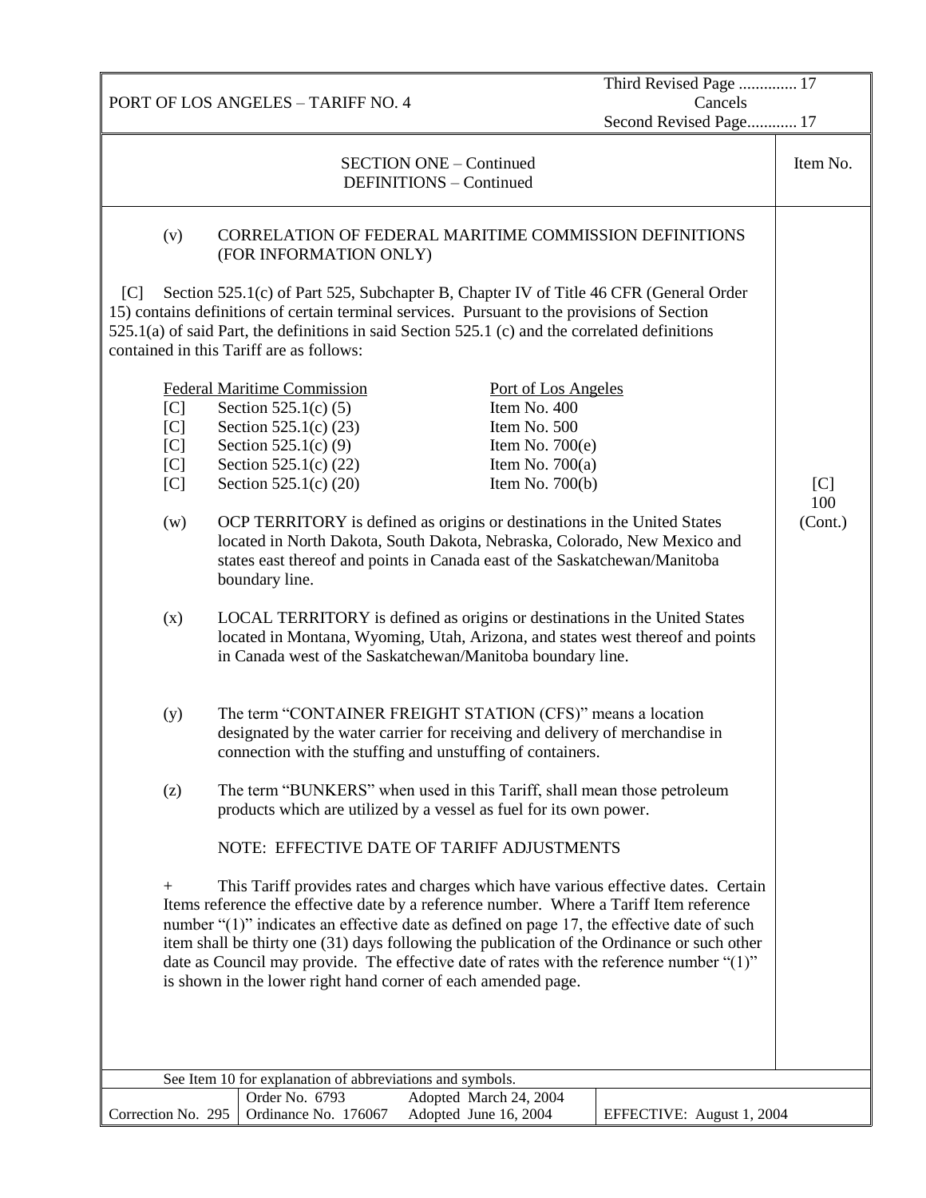PORT OF LOS ANGELES – TARIFF NO. 4

Third Revised Page .............. 17
Cancels
Second Revised Page............ 17

SECTION ONE – Continued
DEFINITIONS – Continued

Item No. [C] 100 (Cont.)

(v) CORRELATION OF FEDERAL MARITIME COMMISSION DEFINITIONS (FOR INFORMATION ONLY)

[C] Section 525.1(c) of Part 525, Subchapter B, Chapter IV of Title 46 CFR (General Order 15) contains definitions of certain terminal services. Pursuant to the provisions of Section 525.1(a) of said Part, the definitions in said Section 525.1 (c) and the correlated definitions contained in this Tariff are as follows:

| | Federal Maritime Commission | Port of Los Angeles |
|---|---|---|
| [C] | Section 525.1(c) (5) | Item No. 400 |
| [C] | Section 525.1(c) (23) | Item No. 500 |
| [C] | Section 525.1(c) (9) | Item No. 700(e) |
| [C] | Section 525.1(c) (22) | Item No. 700(a) |
| [C] | Section 525.1(c) (20) | Item No. 700(b) |

(w) OCP TERRITORY is defined as origins or destinations in the United States located in North Dakota, South Dakota, Nebraska, Colorado, New Mexico and states east thereof and points in Canada east of the Saskatchewan/Manitoba boundary line.

(x) LOCAL TERRITORY is defined as origins or destinations in the United States located in Montana, Wyoming, Utah, Arizona, and states west thereof and points in Canada west of the Saskatchewan/Manitoba boundary line.

(y) The term "CONTAINER FREIGHT STATION (CFS)" means a location designated by the water carrier for receiving and delivery of merchandise in connection with the stuffing and unstuffing of containers.

(z) The term "BUNKERS" when used in this Tariff, shall mean those petroleum products which are utilized by a vessel as fuel for its own power.

NOTE: EFFECTIVE DATE OF TARIFF ADJUSTMENTS

\+ This Tariff provides rates and charges which have various effective dates. Certain Items reference the effective date by a reference number. Where a Tariff Item reference number "(1)" indicates an effective date as defined on page 17, the effective date of such item shall be thirty one (31) days following the publication of the Ordinance or such other date as Council may provide. The effective date of rates with the reference number "(1)" is shown in the lower right hand corner of each amended page.

See Item 10 for explanation of abbreviations and symbols.

| Correction No. 295 | Order No. 6793<br>Ordinance No. 176067 | Adopted March 24, 2004<br>Adopted June 16, 2004 | EFFECTIVE: August 1, 2004 |
|---|---|---|---|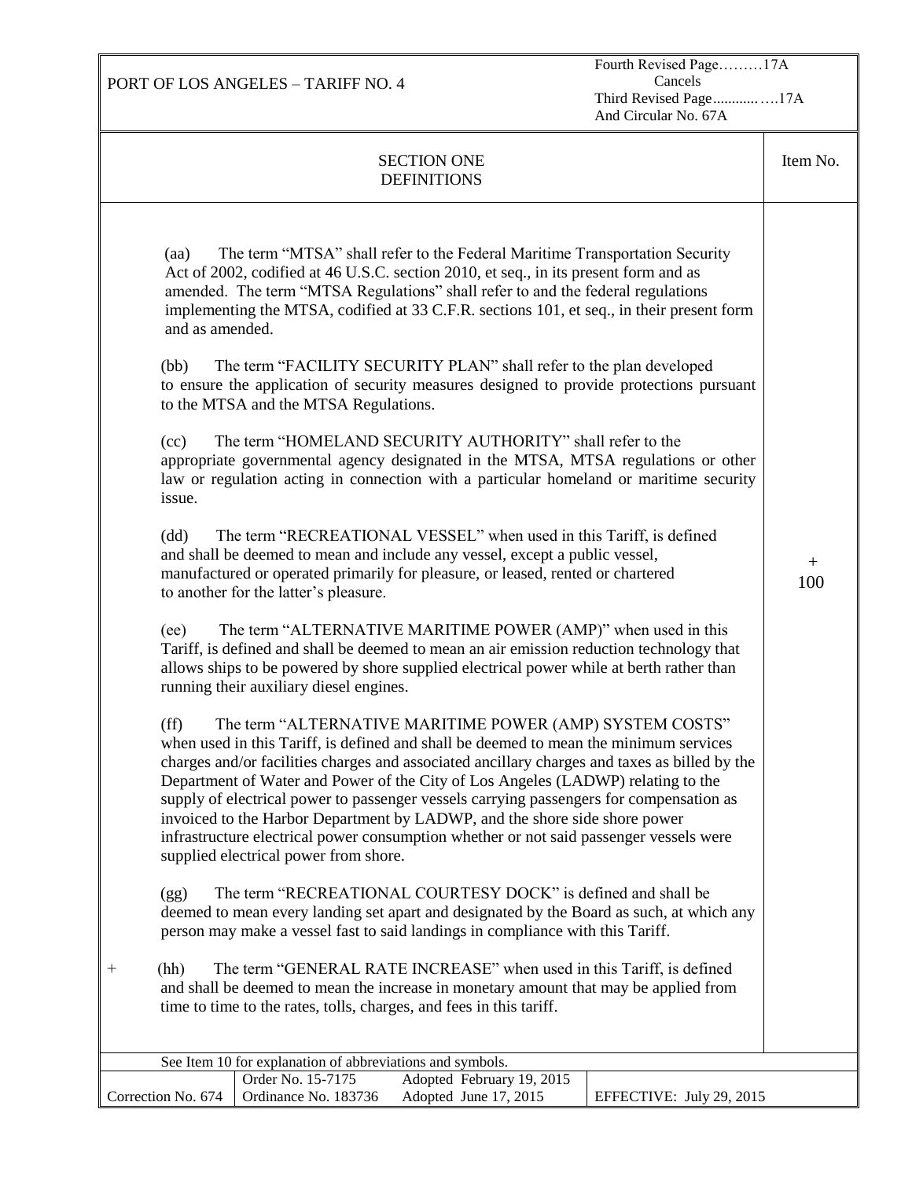PORT OF LOS ANGELES – TARIFF NO. 4

Fourth Revised Page.........17A
Cancels
Third Revised Page............ ….17A
And Circular No. 67A

## SECTION ONE
## DEFINITIONS

Item No. + 100

(aa) The term "MTSA" shall refer to the Federal Maritime Transportation Security Act of 2002, codified at 46 U.S.C. section 2010, et seq., in its present form and as amended. The term "MTSA Regulations" shall refer to and the federal regulations implementing the MTSA, codified at 33 C.F.R. sections 101, et seq., in their present form and as amended.

(bb) The term "FACILITY SECURITY PLAN" shall refer to the plan developed to ensure the application of security measures designed to provide protections pursuant to the MTSA and the MTSA Regulations.

(cc) The term "HOMELAND SECURITY AUTHORITY" shall refer to the appropriate governmental agency designated in the MTSA, MTSA regulations or other law or regulation acting in connection with a particular homeland or maritime security issue.

(dd) The term "RECREATIONAL VESSEL" when used in this Tariff, is defined and shall be deemed to mean and include any vessel, except a public vessel, manufactured or operated primarily for pleasure, or leased, rented or chartered to another for the latter's pleasure.

(ee) The term "ALTERNATIVE MARITIME POWER (AMP)" when used in this Tariff, is defined and shall be deemed to mean an air emission reduction technology that allows ships to be powered by shore supplied electrical power while at berth rather than running their auxiliary diesel engines.

(ff) The term "ALTERNATIVE MARITIME POWER (AMP) SYSTEM COSTS" when used in this Tariff, is defined and shall be deemed to mean the minimum services charges and/or facilities charges and associated ancillary charges and taxes as billed by the Department of Water and Power of the City of Los Angeles (LADWP) relating to the supply of electrical power to passenger vessels carrying passengers for compensation as invoiced to the Harbor Department by LADWP, and the shore side shore power infrastructure electrical power consumption whether or not said passenger vessels were supplied electrical power from shore.

(gg) The term "RECREATIONAL COURTESY DOCK" is defined and shall be deemed to mean every landing set apart and designated by the Board as such, at which any person may make a vessel fast to said landings in compliance with this Tariff.

\+ (hh) The term "GENERAL RATE INCREASE" when used in this Tariff, is defined and shall be deemed to mean the increase in monetary amount that may be applied from time to time to the rates, tolls, charges, and fees in this tariff.

See Item 10 for explanation of abbreviations and symbols.

| | | | |
|---|---|---|---|
| Correction No. 674 | Order No. 15-7175<br>Ordinance No. 183736 | Adopted February 19, 2015<br>Adopted June 17, 2015 | EFFECTIVE: July 29, 2015 |